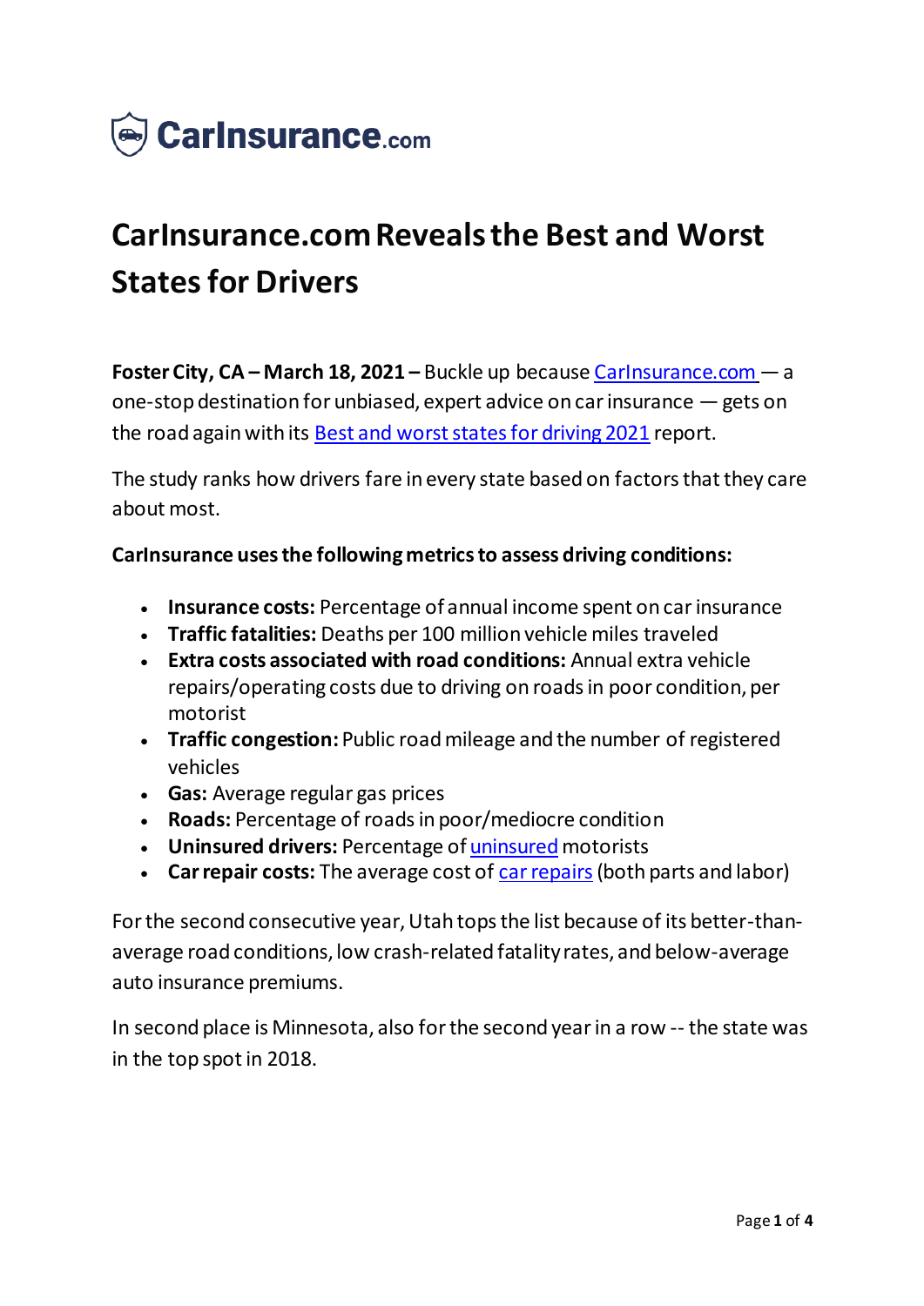CarInsurance.com

# CarInsurance.com Reveals the Best and Worst States for Drivers

**Foster City, CA – March 18, 2021 –** Buckle up because [CarInsurance.com](CarInsurance.com) — a one-stop destination for unbiased, expert advice on car insurance — gets on the road again with its [Best and worst states for driving 2021](Best and worst states for driving 2021) report.

The study ranks how drivers fare in every state based on factors that they care about most.

**CarInsurance uses the following metrics to assess driving conditions:**

- **Insurance costs:** Percentage of annual income spent on car insurance
- **Traffic fatalities:** Deaths per 100 million vehicle miles traveled
- **Extra costs associated with road conditions:** Annual extra vehicle repairs/operating costs due to driving on roads in poor condition, per motorist
- **Traffic congestion:** Public road mileage and the number of registered vehicles
- **Gas:** Average regular gas prices
- **Roads:** Percentage of roads in poor/mediocre condition
- **Uninsured drivers:** Percentage of [uninsured](uninsured) motorists
- **Car repair costs:** The average cost of [car repairs](car repairs) (both parts and labor)

For the second consecutive year, Utah tops the list because of its better-than-average road conditions, low crash-related fatality rates, and below-average auto insurance premiums.

In second place is Minnesota, also for the second year in a row -- the state was in the top spot in 2018.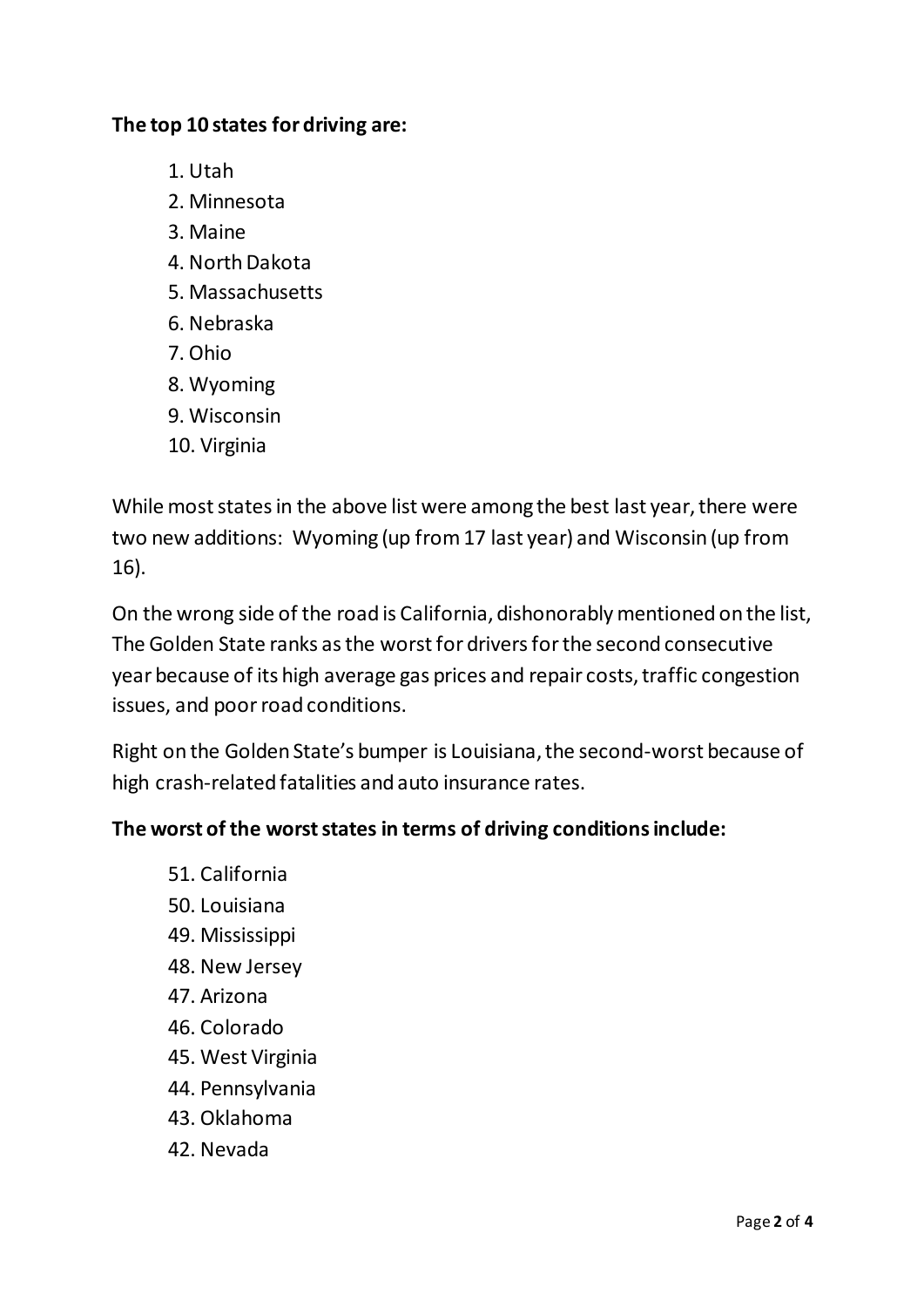**The top 10 states for driving are:**

1. Utah
2. Minnesota
3. Maine
4. North Dakota
5. Massachusetts
6. Nebraska
7. Ohio
8. Wyoming
9. Wisconsin
10. Virginia

While most states in the above list were among the best last year, there were two new additions: Wyoming (up from 17 last year) and Wisconsin (up from 16).

On the wrong side of the road is California, dishonorably mentioned on the list, The Golden State ranks as the worst for drivers for the second consecutive year because of its high average gas prices and repair costs, traffic congestion issues, and poor road conditions.

Right on the Golden State's bumper is Louisiana, the second-worst because of high crash-related fatalities and auto insurance rates.

**The worst of the worst states in terms of driving conditions include:**

51. California
50. Louisiana
49. Mississippi
48. New Jersey
47. Arizona
46. Colorado
45. West Virginia
44. Pennsylvania
43. Oklahoma
42. Nevada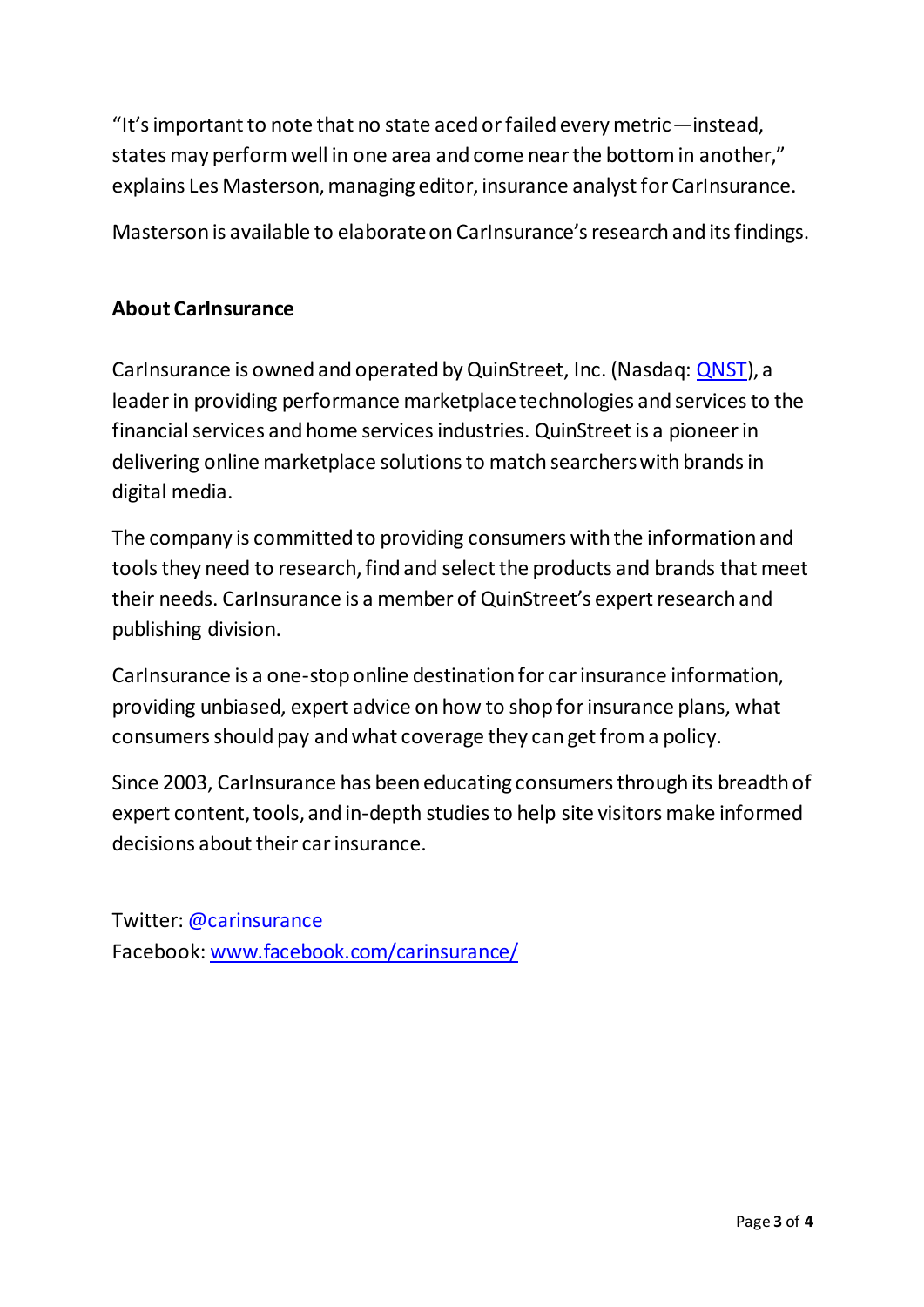"It's important to note that no state aced or failed every metric—instead, states may perform well in one area and come near the bottom in another," explains Les Masterson, managing editor, insurance analyst for CarInsurance.

Masterson is available to elaborate on CarInsurance's research and its findings.

**About CarInsurance**

CarInsurance is owned and operated by QuinStreet, Inc. (Nasdaq: [QNST](QNST)), a leader in providing performance marketplace technologies and services to the financial services and home services industries. QuinStreet is a pioneer in delivering online marketplace solutions to match searchers with brands in digital media.

The company is committed to providing consumers with the information and tools they need to research, find and select the products and brands that meet their needs. CarInsurance is a member of QuinStreet's expert research and publishing division.

CarInsurance is a one-stop online destination for car insurance information, providing unbiased, expert advice on how to shop for insurance plans, what consumers should pay and what coverage they can get from a policy.

Since 2003, CarInsurance has been educating consumers through its breadth of expert content, tools, and in-depth studies to help site visitors make informed decisions about their car insurance.

Twitter: [@carinsurance](@carinsurance)
Facebook: [www.facebook.com/carinsurance/](www.facebook.com/carinsurance/)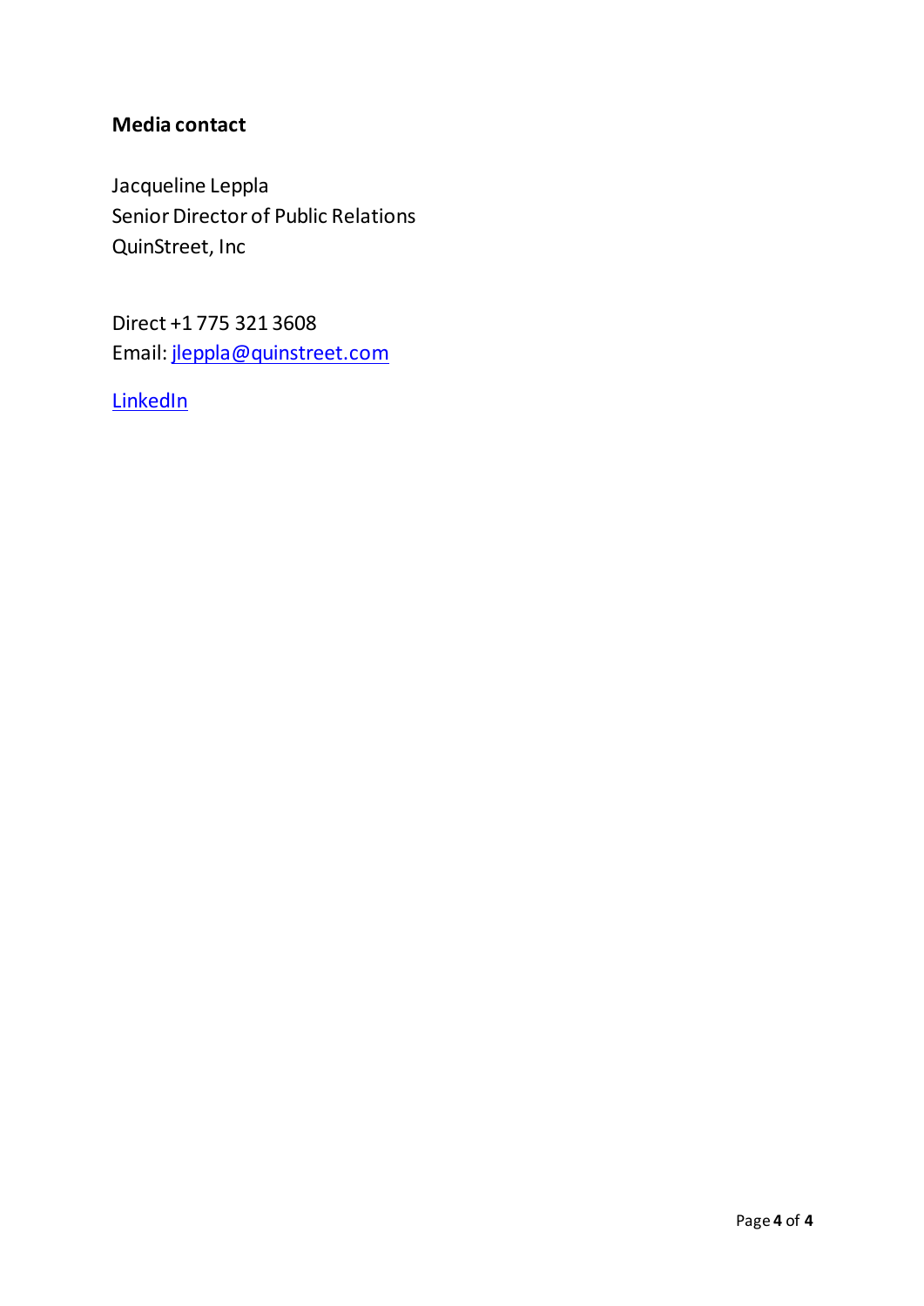**Media contact**

Jacqueline Leppla
Senior Director of Public Relations
QuinStreet, Inc

Direct +1 775 321 3608
Email: jleppla@quinstreet.com

LinkedIn